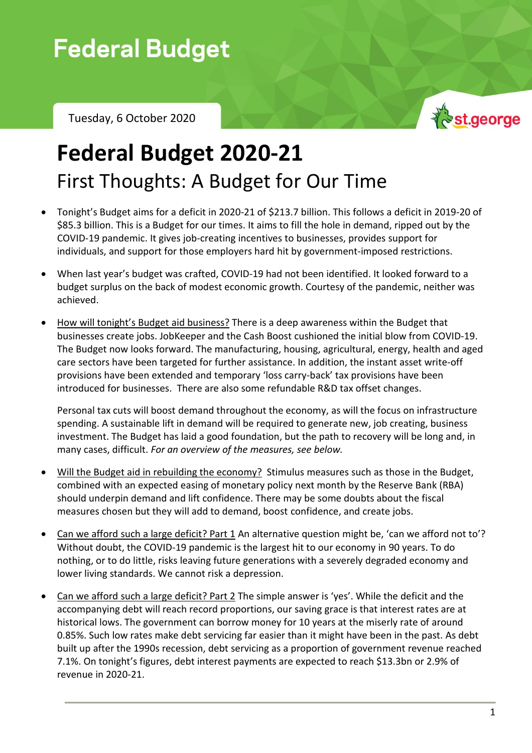# Federal Budget

Tuesday, 6 October 2020

st.george

# Federal Budget 2020-21

## First Thoughts: A Budget for Our Time

- Tonight's Budget aims for a deficit in 2020-21 of $213.7 billion. This follows a deficit in 2019-20 of $85.3 billion. This is a Budget for our times. It aims to fill the hole in demand, ripped out by the COVID-19 pandemic. It gives job-creating incentives to businesses, provides support for individuals, and support for those employers hard hit by government-imposed restrictions.

- When last year's budget was crafted, COVID-19 had not been identified. It looked forward to a budget surplus on the back of modest economic growth. Courtesy of the pandemic, neither was achieved.

- How will tonight's Budget aid business? There is a deep awareness within the Budget that businesses create jobs. JobKeeper and the Cash Boost cushioned the initial blow from COVID-19. The Budget now looks forward. The manufacturing, housing, agricultural, energy, health and aged care sectors have been targeted for further assistance. In addition, the instant asset write-off provisions have been extended and temporary 'loss carry-back' tax provisions have been introduced for businesses. There are also some refundable R&D tax offset changes.

  Personal tax cuts will boost demand throughout the economy, as will the focus on infrastructure spending. A sustainable lift in demand will be required to generate new, job creating, business investment. The Budget has laid a good foundation, but the path to recovery will be long and, in many cases, difficult. *For an overview of the measures, see below.*

- Will the Budget aid in rebuilding the economy? Stimulus measures such as those in the Budget, combined with an expected easing of monetary policy next month by the Reserve Bank (RBA) should underpin demand and lift confidence. There may be some doubts about the fiscal measures chosen but they will add to demand, boost confidence, and create jobs.

- Can we afford such a large deficit? Part 1 An alternative question might be, 'can we afford not to'? Without doubt, the COVID-19 pandemic is the largest hit to our economy in 90 years. To do nothing, or to do little, risks leaving future generations with a severely degraded economy and lower living standards. We cannot risk a depression.

- Can we afford such a large deficit? Part 2 The simple answer is 'yes'. While the deficit and the accompanying debt will reach record proportions, our saving grace is that interest rates are at historical lows. The government can borrow money for 10 years at the miserly rate of around 0.85%. Such low rates make debt servicing far easier than it might have been in the past. As debt built up after the 1990s recession, debt servicing as a proportion of government revenue reached 7.1%. On tonight's figures, debt interest payments are expected to reach $13.3bn or 2.9% of revenue in 2020-21.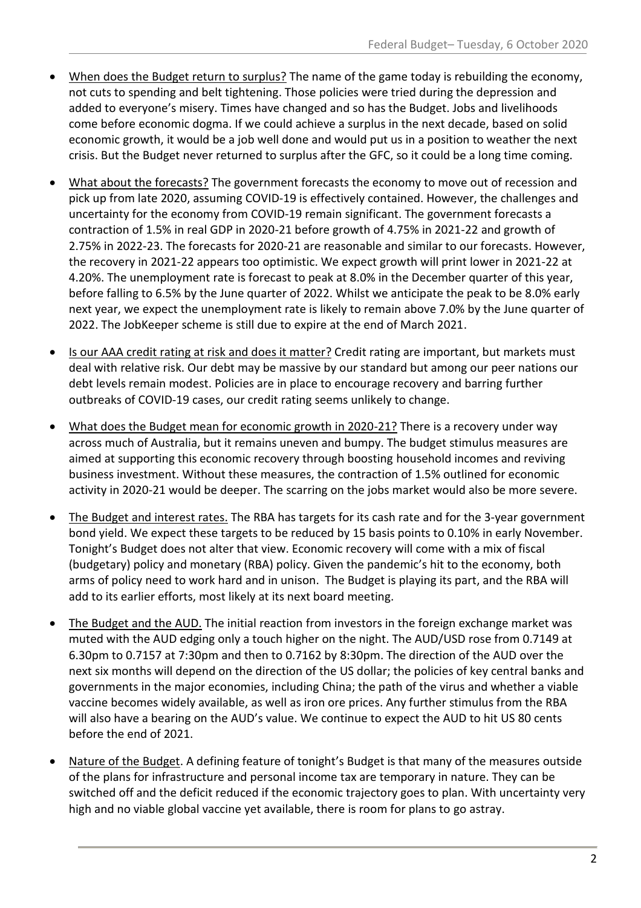- <u>When does the Budget return to surplus?</u> The name of the game today is rebuilding the economy, not cuts to spending and belt tightening. Those policies were tried during the depression and added to everyone's misery. Times have changed and so has the Budget. Jobs and livelihoods come before economic dogma. If we could achieve a surplus in the next decade, based on solid economic growth, it would be a job well done and would put us in a position to weather the next crisis. But the Budget never returned to surplus after the GFC, so it could be a long time coming.

- <u>What about the forecasts?</u> The government forecasts the economy to move out of recession and pick up from late 2020, assuming COVID-19 is effectively contained. However, the challenges and uncertainty for the economy from COVID-19 remain significant. The government forecasts a contraction of 1.5% in real GDP in 2020-21 before growth of 4.75% in 2021-22 and growth of 2.75% in 2022-23. The forecasts for 2020-21 are reasonable and similar to our forecasts. However, the recovery in 2021-22 appears too optimistic. We expect growth will print lower in 2021-22 at 4.20%. The unemployment rate is forecast to peak at 8.0% in the December quarter of this year, before falling to 6.5% by the June quarter of 2022. Whilst we anticipate the peak to be 8.0% early next year, we expect the unemployment rate is likely to remain above 7.0% by the June quarter of 2022. The JobKeeper scheme is still due to expire at the end of March 2021.

- <u>Is our AAA credit rating at risk and does it matter?</u> Credit rating are important, but markets must deal with relative risk. Our debt may be massive by our standard but among our peer nations our debt levels remain modest. Policies are in place to encourage recovery and barring further outbreaks of COVID-19 cases, our credit rating seems unlikely to change.

- <u>What does the Budget mean for economic growth in 2020-21?</u> There is a recovery under way across much of Australia, but it remains uneven and bumpy. The budget stimulus measures are aimed at supporting this economic recovery through boosting household incomes and reviving business investment. Without these measures, the contraction of 1.5% outlined for economic activity in 2020-21 would be deeper. The scarring on the jobs market would also be more severe.

- <u>The Budget and interest rates.</u> The RBA has targets for its cash rate and for the 3-year government bond yield. We expect these targets to be reduced by 15 basis points to 0.10% in early November. Tonight's Budget does not alter that view. Economic recovery will come with a mix of fiscal (budgetary) policy and monetary (RBA) policy. Given the pandemic's hit to the economy, both arms of policy need to work hard and in unison. The Budget is playing its part, and the RBA will add to its earlier efforts, most likely at its next board meeting.

- <u>The Budget and the AUD.</u> The initial reaction from investors in the foreign exchange market was muted with the AUD edging only a touch higher on the night. The AUD/USD rose from 0.7149 at 6.30pm to 0.7157 at 7:30pm and then to 0.7162 by 8:30pm. The direction of the AUD over the next six months will depend on the direction of the US dollar; the policies of key central banks and governments in the major economies, including China; the path of the virus and whether a viable vaccine becomes widely available, as well as iron ore prices. Any further stimulus from the RBA will also have a bearing on the AUD's value. We continue to expect the AUD to hit US 80 cents before the end of 2021.

- <u>Nature of the Budget</u>. A defining feature of tonight's Budget is that many of the measures outside of the plans for infrastructure and personal income tax are temporary in nature. They can be switched off and the deficit reduced if the economic trajectory goes to plan. With uncertainty very high and no viable global vaccine yet available, there is room for plans to go astray.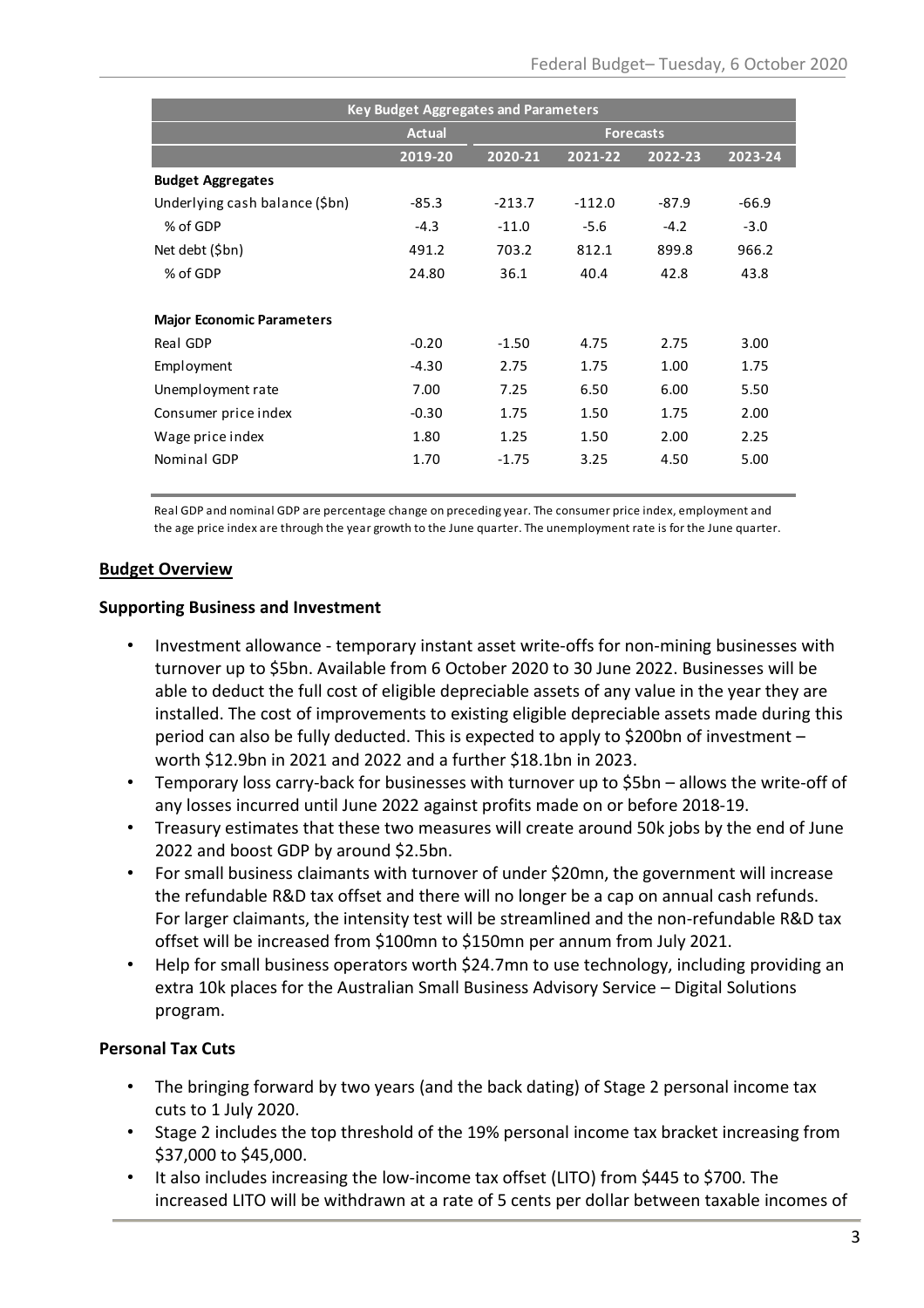| Key Budget Aggregates and Parameters | | | | | |
|---|---|---|---|---|---|
| | Actual | Forecasts | | | |
| | 2019-20 | 2020-21 | 2021-22 | 2022-23 | 2023-24 |
| **Budget Aggregates** | | | | | |
| Underlying cash balance ($bn) | -85.3 | -213.7 | -112.0 | -87.9 | -66.9 |
| % of GDP | -4.3 | -11.0 | -5.6 | -4.2 | -3.0 |
| Net debt ($bn) | 491.2 | 703.2 | 812.1 | 899.8 | 966.2 |
| % of GDP | 24.80 | 36.1 | 40.4 | 42.8 | 43.8 |
| **Major Economic Parameters** | | | | | |
| Real GDP | -0.20 | -1.50 | 4.75 | 2.75 | 3.00 |
| Employment | -4.30 | 2.75 | 1.75 | 1.00 | 1.75 |
| Unemployment rate | 7.00 | 7.25 | 6.50 | 6.00 | 5.50 |
| Consumer price index | -0.30 | 1.75 | 1.50 | 1.75 | 2.00 |
| Wage price index | 1.80 | 1.25 | 1.50 | 2.00 | 2.25 |
| Nominal GDP | 1.70 | -1.75 | 3.25 | 4.50 | 5.00 |

Real GDP and nominal GDP are percentage change on preceding year. The consumer price index, employment and the age price index are through the year growth to the June quarter. The unemployment rate is for the June quarter.

## Budget Overview

### Supporting Business and Investment

- Investment allowance - temporary instant asset write-offs for non-mining businesses with turnover up to $5bn. Available from 6 October 2020 to 30 June 2022. Businesses will be able to deduct the full cost of eligible depreciable assets of any value in the year they are installed. The cost of improvements to existing eligible depreciable assets made during this period can also be fully deducted. This is expected to apply to $200bn of investment – worth $12.9bn in 2021 and 2022 and a further $18.1bn in 2023.
- Temporary loss carry-back for businesses with turnover up to $5bn – allows the write-off of any losses incurred until June 2022 against profits made on or before 2018-19.
- Treasury estimates that these two measures will create around 50k jobs by the end of June 2022 and boost GDP by around $2.5bn.
- For small business claimants with turnover of under $20mn, the government will increase the refundable R&D tax offset and there will no longer be a cap on annual cash refunds. For larger claimants, the intensity test will be streamlined and the non-refundable R&D tax offset will be increased from $100mn to $150mn per annum from July 2021.
- Help for small business operators worth $24.7mn to use technology, including providing an extra 10k places for the Australian Small Business Advisory Service – Digital Solutions program.

### Personal Tax Cuts

- The bringing forward by two years (and the back dating) of Stage 2 personal income tax cuts to 1 July 2020.
- Stage 2 includes the top threshold of the 19% personal income tax bracket increasing from $37,000 to $45,000.
- It also includes increasing the low-income tax offset (LITO) from $445 to $700. The increased LITO will be withdrawn at a rate of 5 cents per dollar between taxable incomes of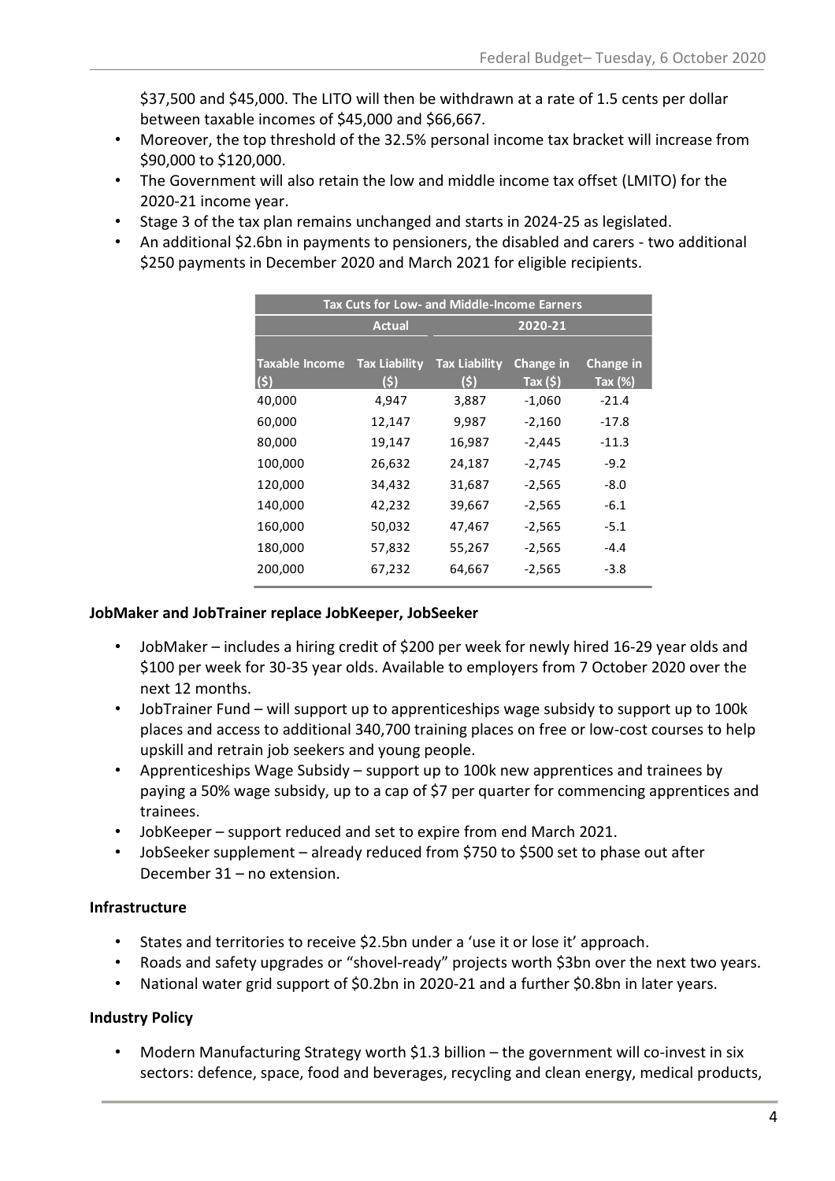$37,500 and $45,000. The LITO will then be withdrawn at a rate of 1.5 cents per dollar between taxable incomes of $45,000 and $66,667.

- Moreover, the top threshold of the 32.5% personal income tax bracket will increase from $90,000 to $120,000.
- The Government will also retain the low and middle income tax offset (LMITO) for the 2020-21 income year.
- Stage 3 of the tax plan remains unchanged and starts in 2024-25 as legislated.
- An additional $2.6bn in payments to pensioners, the disabled and carers - two additional $250 payments in December 2020 and March 2021 for eligible recipients.

| Tax Cuts for Low- and Middle-Income Earners | | | | |
|---|---|---|---|---|
| | Actual | 2020-21 | | |
| Taxable Income ($) | Tax Liability ($) | Tax Liability ($) | Change in Tax ($) | Change in Tax (%) |
| 40,000 | 4,947 | 3,887 | -1,060 | -21.4 |
| 60,000 | 12,147 | 9,987 | -2,160 | -17.8 |
| 80,000 | 19,147 | 16,987 | -2,445 | -11.3 |
| 100,000 | 26,632 | 24,187 | -2,745 | -9.2 |
| 120,000 | 34,432 | 31,687 | -2,565 | -8.0 |
| 140,000 | 42,232 | 39,667 | -2,565 | -6.1 |
| 160,000 | 50,032 | 47,467 | -2,565 | -5.1 |
| 180,000 | 57,832 | 55,267 | -2,565 | -4.4 |
| 200,000 | 67,232 | 64,667 | -2,565 | -3.8 |

**JobMaker and JobTrainer replace JobKeeper, JobSeeker**

- JobMaker – includes a hiring credit of $200 per week for newly hired 16-29 year olds and $100 per week for 30-35 year olds. Available to employers from 7 October 2020 over the next 12 months.
- JobTrainer Fund – will support up to apprenticeships wage subsidy to support up to 100k places and access to additional 340,700 training places on free or low-cost courses to help upskill and retrain job seekers and young people.
- Apprenticeships Wage Subsidy – support up to 100k new apprentices and trainees by paying a 50% wage subsidy, up to a cap of $7 per quarter for commencing apprentices and trainees.
- JobKeeper – support reduced and set to expire from end March 2021.
- JobSeeker supplement – already reduced from $750 to $500 set to phase out after December 31 – no extension.

**Infrastructure**

- States and territories to receive $2.5bn under a 'use it or lose it' approach.
- Roads and safety upgrades or "shovel-ready" projects worth $3bn over the next two years.
- National water grid support of $0.2bn in 2020-21 and a further $0.8bn in later years.

**Industry Policy**

- Modern Manufacturing Strategy worth $1.3 billion – the government will co-invest in six sectors: defence, space, food and beverages, recycling and clean energy, medical products,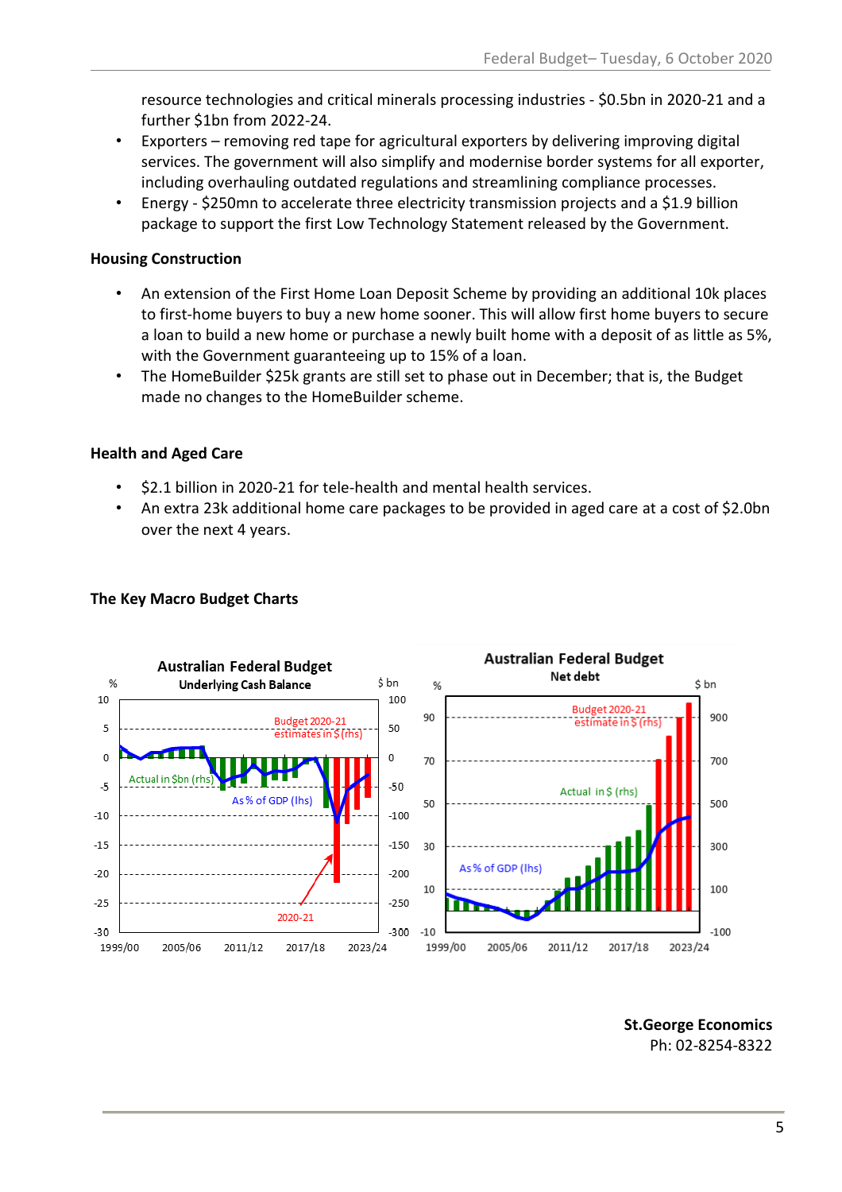resource technologies and critical minerals processing industries - $0.5bn in 2020-21 and a further $1bn from 2022-24.

- Exporters – removing red tape for agricultural exporters by delivering improving digital services. The government will also simplify and modernise border systems for all exporter, including overhauling outdated regulations and streamlining compliance processes.
- Energy - $250mn to accelerate three electricity transmission projects and a $1.9 billion package to support the first Low Technology Statement released by the Government.

**Housing Construction**

- An extension of the First Home Loan Deposit Scheme by providing an additional 10k places to first-home buyers to buy a new home sooner. This will allow first home buyers to secure a loan to build a new home or purchase a newly built home with a deposit of as little as 5%, with the Government guaranteeing up to 15% of a loan.
- The HomeBuilder $25k grants are still set to phase out in December; that is, the Budget made no changes to the HomeBuilder scheme.

**Health and Aged Care**

- $2.1 billion in 2020-21 for tele-health and mental health services.
- An extra 23k additional home care packages to be provided in aged care at a cost of $2.0bn over the next 4 years.

**The Key Macro Budget Charts**

**St.George Economics**
Ph: 02-8254-8322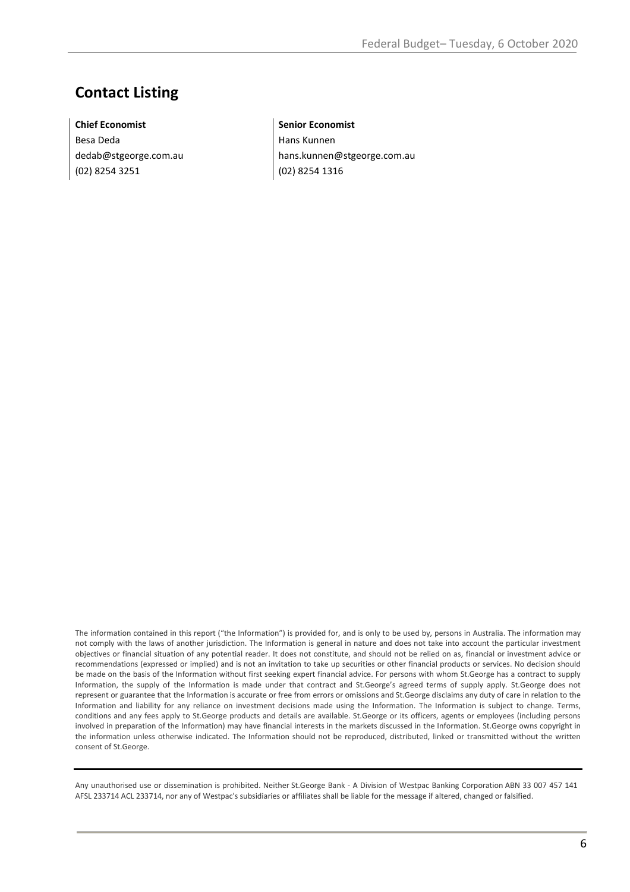## Contact Listing

**Chief Economist**
Besa Deda
dedab@stgeorge.com.au
(02) 8254 3251

**Senior Economist**
Hans Kunnen
hans.kunnen@stgeorge.com.au
(02) 8254 1316

The information contained in this report ("the Information") is provided for, and is only to be used by, persons in Australia. The information may not comply with the laws of another jurisdiction. The Information is general in nature and does not take into account the particular investment objectives or financial situation of any potential reader. It does not constitute, and should not be relied on as, financial or investment advice or recommendations (expressed or implied) and is not an invitation to take up securities or other financial products or services. No decision should be made on the basis of the Information without first seeking expert financial advice. For persons with whom St.George has a contract to supply Information, the supply of the Information is made under that contract and St.George's agreed terms of supply apply. St.George does not represent or guarantee that the Information is accurate or free from errors or omissions and St.George disclaims any duty of care in relation to the Information and liability for any reliance on investment decisions made using the Information. The Information is subject to change. Terms, conditions and any fees apply to St.George products and details are available. St.George or its officers, agents or employees (including persons involved in preparation of the Information) may have financial interests in the markets discussed in the Information. St.George owns copyright in the information unless otherwise indicated. The Information should not be reproduced, distributed, linked or transmitted without the written consent of St.George.

Any unauthorised use or dissemination is prohibited. Neither St.George Bank - A Division of Westpac Banking Corporation ABN 33 007 457 141 AFSL 233714 ACL 233714, nor any of Westpac's subsidiaries or affiliates shall be liable for the message if altered, changed or falsified.